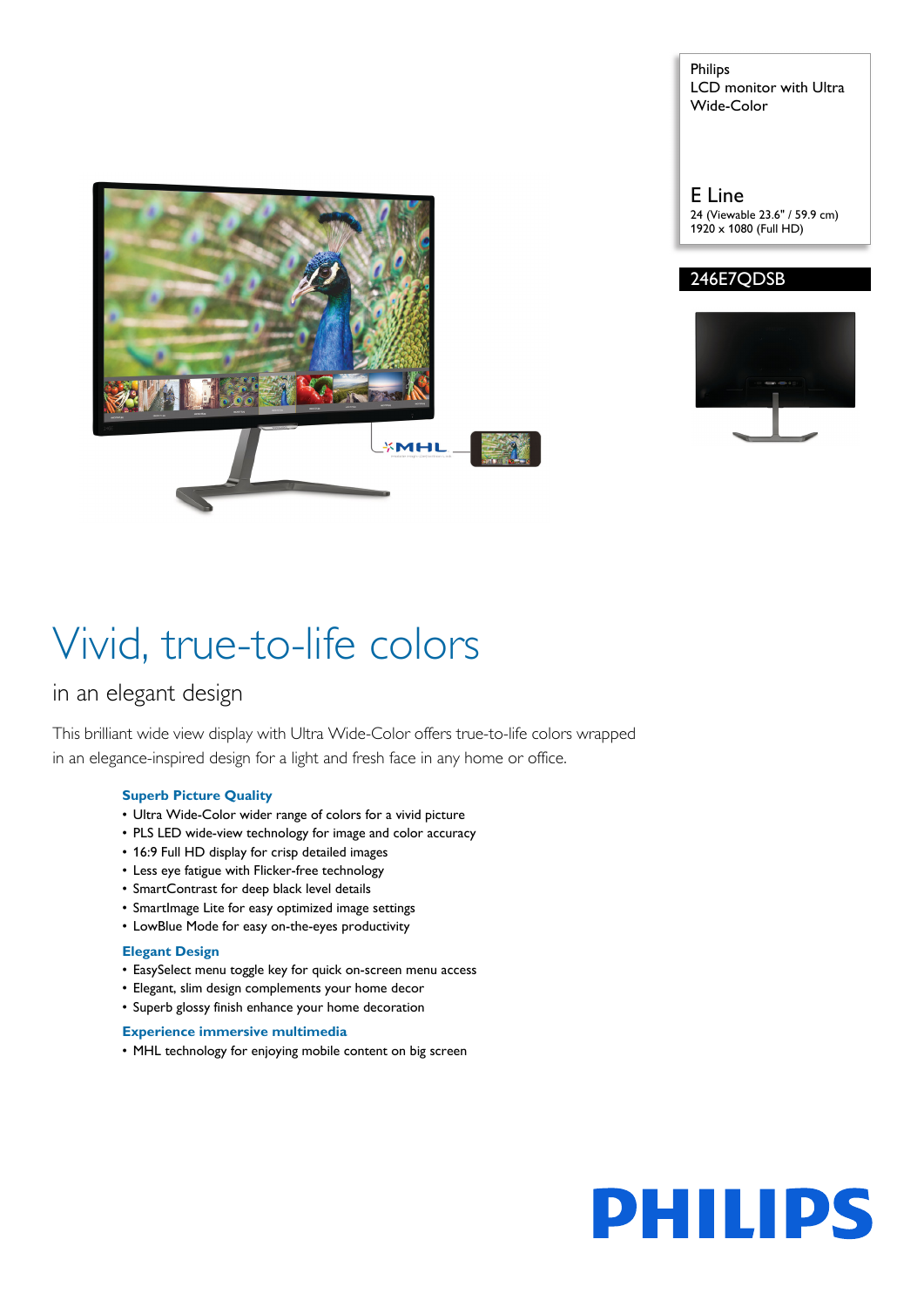Philips
LCD monitor with Ultra Wide-Color

E Line
24 (Viewable 23.6" / 59.9 cm)
1920 x 1080 (Full HD)

**246E7QDSB**

# Vivid, true-to-life colors

## in an elegant design

This brilliant wide view display with Ultra Wide-Color offers true-to-life colors wrapped in an elegance-inspired design for a light and fresh face in any home or office.

### Superb Picture Quality

- Ultra Wide-Color wider range of colors for a vivid picture
- PLS LED wide-view technology for image and color accuracy
- 16:9 Full HD display for crisp detailed images
- Less eye fatigue with Flicker-free technology
- SmartContrast for deep black level details
- SmartImage Lite for easy optimized image settings
- LowBlue Mode for easy on-the-eyes productivity

### Elegant Design

- EasySelect menu toggle key for quick on-screen menu access
- Elegant, slim design complements your home decor
- Superb glossy finish enhance your home decoration

### Experience immersive multimedia

- MHL technology for enjoying mobile content on big screen

PHILIPS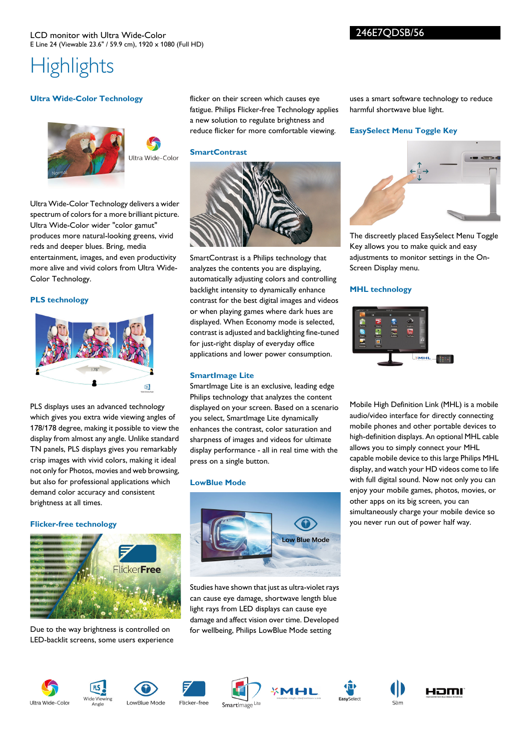LCD monitor with Ultra Wide-Color
E Line 24 (Viewable 23.6" / 59.9 cm), 1920 x 1080 (Full HD)

246E7QDSB/56

# Highlights

### Ultra Wide-Color Technology

Ultra Wide-Color Technology delivers a wider spectrum of colors for a more brilliant picture. Ultra Wide-Color wider "color gamut" produces more natural-looking greens, vivid reds and deeper blues. Bring, media entertainment, images, and even productivity more alive and vivid colors from Ultra Wide-Color Technology.

### PLS technology

PLS displays uses an advanced technology which gives you extra wide viewing angles of 178/178 degree, making it possible to view the display from almost any angle. Unlike standard TN panels, PLS displays give you remarkably crisp images with vivid colors, making it ideal not only for Photos, movies and web browsing, but also for professional applications which demand color accuracy and consistent brightness at all times.

### Flicker-free technology

Due to the way brightness is controlled on LED-backlit screens, some users experience flicker on their screen which causes eye fatigue. Philips Flicker-free Technology applies a new solution to regulate brightness and reduce flicker for more comfortable viewing.

### SmartContrast

SmartContrast is a Philips technology that analyzes the contents you are displaying, automatically adjusting colors and controlling backlight intensity to dynamically enhance contrast for the best digital images and videos or when playing games where dark hues are displayed. When Economy mode is selected, contrast is adjusted and backlighting fine-tuned for just-right display of everyday office applications and lower power consumption.

### SmartImage Lite

SmartImage Lite is an exclusive, leading edge Philips technology that analyzes the content displayed on your screen. Based on a scenario you select, SmartImage Lite dynamically enhances the contrast, color saturation and sharpness of images and videos for ultimate display performance - all in real time with the press on a single button.

### LowBlue Mode

Studies have shown that just as ultra-violet rays can cause eye damage, shortwave length blue light rays from LED displays can cause eye damage and affect vision over time. Developed for wellbeing, Philips LowBlue Mode setting uses a smart software technology to reduce harmful shortwave blue light.

### EasySelect Menu Toggle Key

The discreetly placed EasySelect Menu Toggle Key allows you to make quick and easy adjustments to monitor settings in the On-Screen Display menu.

### MHL technology

Mobile High Definition Link (MHL) is a mobile audio/video interface for directly connecting mobile phones and other portable devices to high-definition displays. An optional MHL cable allows you to simply connect your MHL capable mobile device to this large Philips MHL display, and watch your HD videos come to life with full digital sound. Now not only you can enjoy your mobile games, photos, movies, or other apps on its big screen, you can simultaneously charge your mobile device so you never run out of power half way.

Ultra Wide-Color | Wide Viewing Angle | LowBlue Mode | Flicker-free | SmartImage Lite | MHL | EasySelect | Slim | HDMI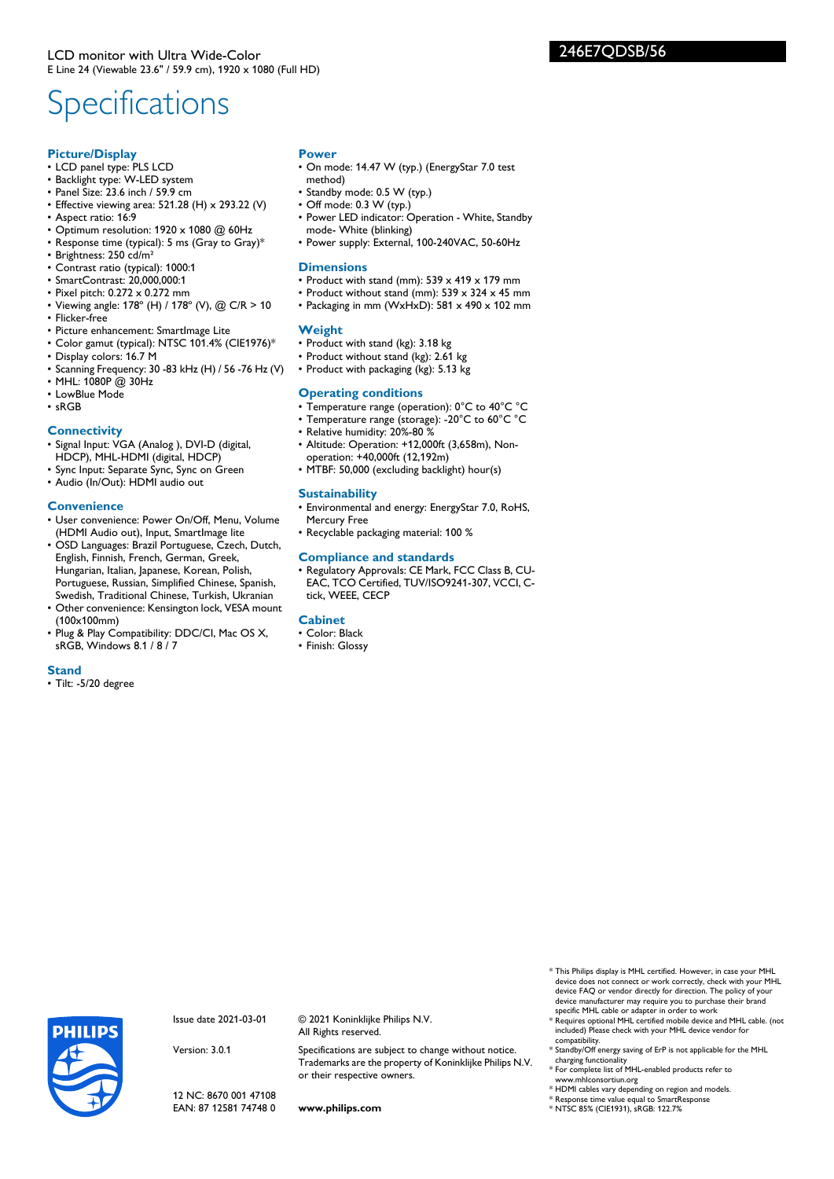LCD monitor with Ultra Wide-Color
E Line 24 (Viewable 23.6" / 59.9 cm), 1920 x 1080 (Full HD)

246E7QDSB/56

# Specifications

### Picture/Display

- LCD panel type: PLS LCD
- Backlight type: W-LED system
- Panel Size: 23.6 inch / 59.9 cm
- Effective viewing area: 521.28 (H) x 293.22 (V)
- Aspect ratio: 16:9
- Optimum resolution: 1920 x 1080 @ 60Hz
- Response time (typical): 5 ms (Gray to Gray)*
- Brightness: 250 cd/m²
- Contrast ratio (typical): 1000:1
- SmartContrast: 20,000,000:1
- Pixel pitch: 0.272 x 0.272 mm
- Viewing angle: 178° (H) / 178° (V), @ C/R > 10
- Flicker-free
- Picture enhancement: SmartImage Lite
- Color gamut (typical): NTSC 101.4% (CIE1976)*
- Display colors: 16.7 M
- Scanning Frequency: 30 -83 kHz (H) / 56 -76 Hz (V)
- MHL: 1080P @ 30Hz
- LowBlue Mode
- sRGB

### Connectivity

- Signal Input: VGA (Analog ), DVI-D (digital, HDCP), MHL-HDMI (digital, HDCP)
- Sync Input: Separate Sync, Sync on Green
- Audio (In/Out): HDMI audio out

### Convenience

- User convenience: Power On/Off, Menu, Volume (HDMI Audio out), Input, SmartImage lite
- OSD Languages: Brazil Portuguese, Czech, Dutch, English, Finnish, French, German, Greek, Hungarian, Italian, Japanese, Korean, Polish, Portuguese, Russian, Simplified Chinese, Spanish, Swedish, Traditional Chinese, Turkish, Ukranian
- Other convenience: Kensington lock, VESA mount (100x100mm)
- Plug & Play Compatibility: DDC/CI, Mac OS X, sRGB, Windows 8.1 / 8 / 7

### Stand

- Tilt: -5/20 degree

### Power

- On mode: 14.47 W (typ.) (EnergyStar 7.0 test method)
- Standby mode: 0.5 W (typ.)
- Off mode: 0.3 W (typ.)
- Power LED indicator: Operation - White, Standby mode- White (blinking)
- Power supply: External, 100-240VAC, 50-60Hz

### Dimensions

- Product with stand (mm): 539 x 419 x 179 mm
- Product without stand (mm): 539 x 324 x 45 mm
- Packaging in mm (WxHxD): 581 x 490 x 102 mm

### Weight

- Product with stand (kg): 3.18 kg
- Product without stand (kg): 2.61 kg
- Product with packaging (kg): 5.13 kg

### Operating conditions

- Temperature range (operation): 0°C to 40°C °C
- Temperature range (storage): -20°C to 60°C °C
- Relative humidity: 20%-80 %
- Altitude: Operation: +12,000ft (3,658m), Non-operation: +40,000ft (12,192m)
- MTBF: 50,000 (excluding backlight) hour(s)

### Sustainability

- Environmental and energy: EnergyStar 7.0, RoHS, Mercury Free
- Recyclable packaging material: 100 %

### Compliance and standards

- Regulatory Approvals: CE Mark, FCC Class B, CU-EAC, TCO Certified, TUV/ISO9241-307, VCCI, C-tick, WEEE, CECP

### Cabinet

- Color: Black
- Finish: Glossy

Issue date 2021-03-01

Version: 3.0.1

12 NC: 8670 001 47108
EAN: 87 12581 74748 0

© 2021 Koninklijke Philips N.V.
All Rights reserved.

Specifications are subject to change without notice. Trademarks are the property of Koninklijke Philips N.V. or their respective owners.

www.philips.com

* This Philips display is MHL certified. However, in case your MHL device does not connect or work correctly, check with your MHL device FAQ or vendor directly for direction. The policy of your device manufacturer may require you to purchase their brand specific MHL cable or adapter in order to work
* Requires optional MHL certified mobile device and MHL cable. (not included) Please check with your MHL device vendor for compatibility.
* Standby/Off energy saving of ErP is not applicable for the MHL charging functionality
* For complete list of MHL-enabled products refer to www.mhlconsortiun.org
* HDMI cables vary depending on region and models.
* Response time value equal to SmartResponse
* NTSC 85% (CIE1931), sRGB: 122.7%